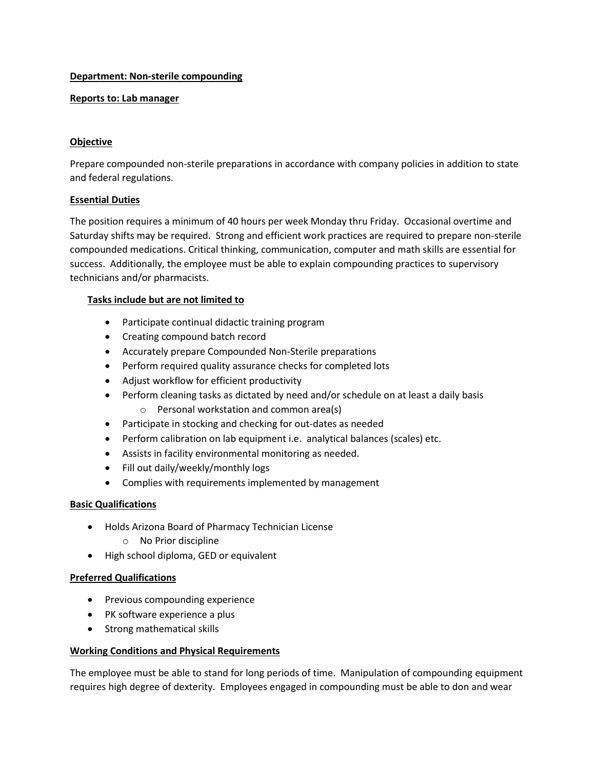**Department: Non-sterile compounding**

**Reports to: Lab manager**

## Objective

Prepare compounded non-sterile preparations in accordance with company policies in addition to state and federal regulations.

## Essential Duties

The position requires a minimum of 40 hours per week Monday thru Friday. Occasional overtime and Saturday shifts may be required. Strong and efficient work practices are required to prepare non-sterile compounded medications. Critical thinking, communication, computer and math skills are essential for success. Additionally, the employee must be able to explain compounding practices to supervisory technicians and/or pharmacists.

### Tasks include but are not limited to

- Participate continual didactic training program
- Creating compound batch record
- Accurately prepare Compounded Non-Sterile preparations
- Perform required quality assurance checks for completed lots
- Adjust workflow for efficient productivity
- Perform cleaning tasks as dictated by need and/or schedule on at least a daily basis
    - Personal workstation and common area(s)
- Participate in stocking and checking for out-dates as needed
- Perform calibration on lab equipment i.e. analytical balances (scales) etc.
- Assists in facility environmental monitoring as needed.
- Fill out daily/weekly/monthly logs
- Complies with requirements implemented by management

## Basic Qualifications

- Holds Arizona Board of Pharmacy Technician License
    - No Prior discipline
- High school diploma, GED or equivalent

## Preferred Qualifications

- Previous compounding experience
- PK software experience a plus
- Strong mathematical skills

## Working Conditions and Physical Requirements

The employee must be able to stand for long periods of time. Manipulation of compounding equipment requires high degree of dexterity. Employees engaged in compounding must be able to don and wear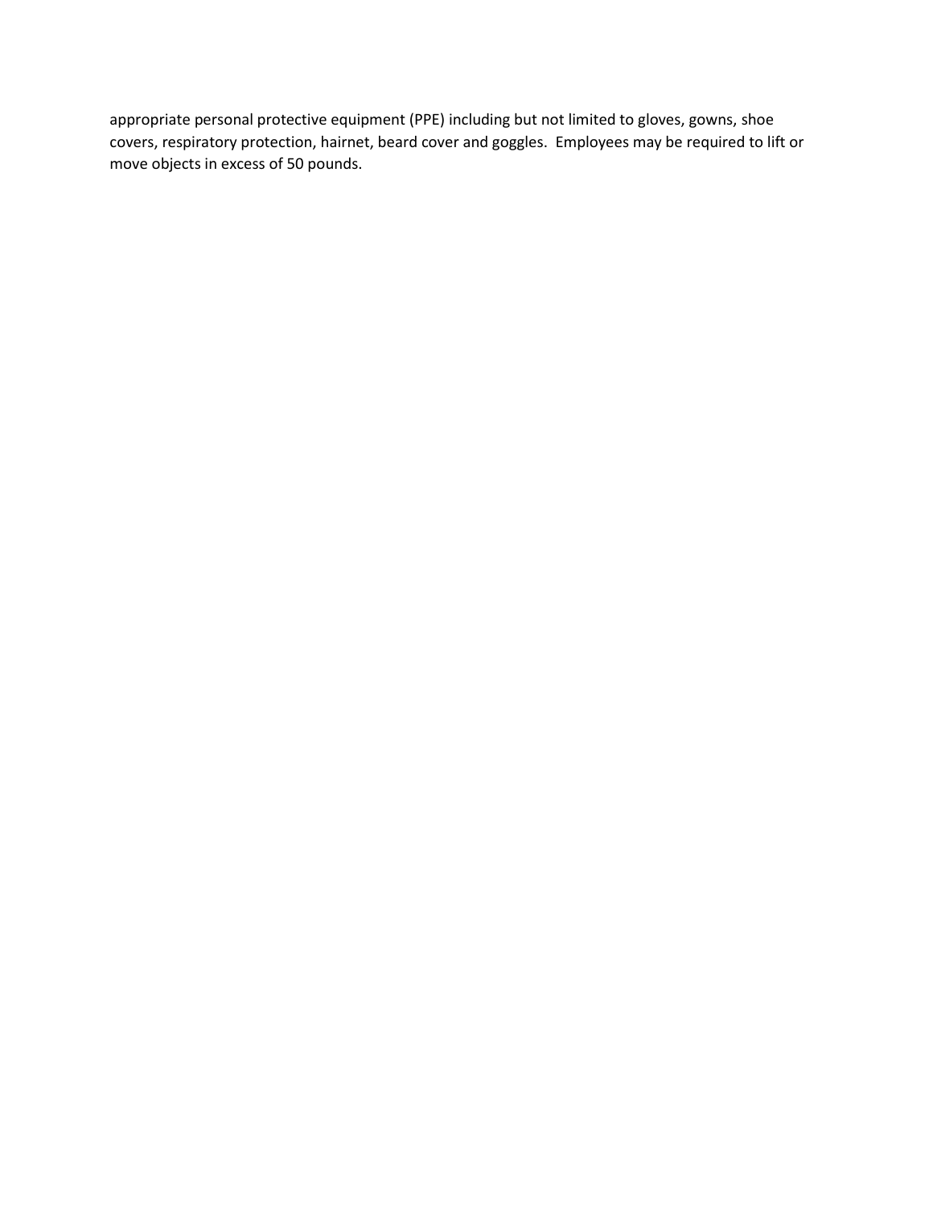appropriate personal protective equipment (PPE) including but not limited to gloves, gowns, shoe covers, respiratory protection, hairnet, beard cover and goggles. Employees may be required to lift or move objects in excess of 50 pounds.